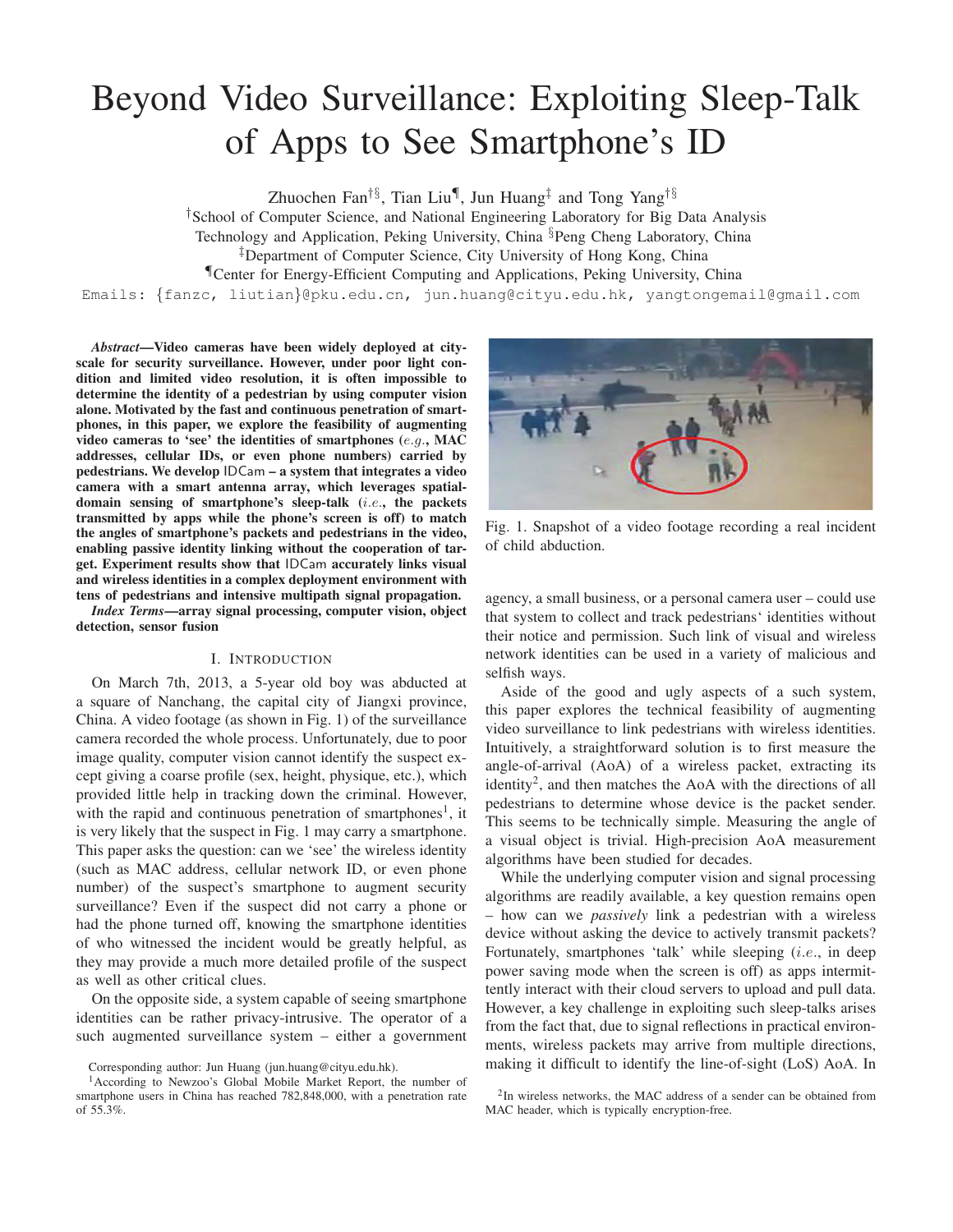# Beyond Video Surveillance: Exploiting Sleep-Talk of Apps to See Smartphone's ID

Zhuochen Fan[†§], Tian Liu[¶], Jun Huang[‡] and Tong Yang[†§]

[†]School of Computer Science, and National Engineering Laboratory for Big Data Analysis Technology and Application, Peking University, China [§]Peng Cheng Laboratory, China

[‡]Department of Computer Science, City University of Hong Kong, China

[¶]Center for Energy-Efficient Computing and Applications, Peking University, China

Emails: {fanzc, liutian}@pku.edu.cn, jun.huang@cityu.edu.hk, yangtongemail@gmail.com

***Abstract*—Video cameras have been widely deployed at city-scale for security surveillance. However, under poor light condition and limited video resolution, it is often impossible to determine the identity of a pedestrian by using computer vision alone. Motivated by the fast and continuous penetration of smartphones, in this paper, we explore the feasibility of augmenting video cameras to 'see' the identities of smartphones (*e.g.*, MAC addresses, cellular IDs, or even phone numbers) carried by pedestrians. We develop IDCam – a system that integrates a video camera with a smart antenna array, which leverages spatial-domain sensing of smartphone's sleep-talk (*i.e.*, the packets transmitted by apps while the phone's screen is off) to match the angles of smartphone's packets and pedestrians in the video, enabling passive identity linking without the cooperation of target. Experiment results show that IDCam accurately links visual and wireless identities in a complex deployment environment with tens of pedestrians and intensive multipath signal propagation.**

***Index Terms*—array signal processing, computer vision, object detection, sensor fusion**

## I. Introduction

On March 7th, 2013, a 5-year old boy was abducted at a square of Nanchang, the capital city of Jiangxi province, China. A video footage (as shown in Fig. 1) of the surveillance camera recorded the whole process. Unfortunately, due to poor image quality, computer vision cannot identify the suspect except giving a coarse profile (sex, height, physique, etc.), which provided little help in tracking down the criminal. However, with the rapid and continuous penetration of smartphones[1], it is very likely that the suspect in Fig. 1 may carry a smartphone. This paper asks the question: can we 'see' the wireless identity (such as MAC address, cellular network ID, or even phone number) of the suspect's smartphone to augment security surveillance? Even if the suspect did not carry a phone or had the phone turned off, knowing the smartphone identities of who witnessed the incident would be greatly helpful, as they may provide a much more detailed profile of the suspect as well as other critical clues.

On the opposite side, a system capable of seeing smartphone identities can be rather privacy-intrusive. The operator of a such augmented surveillance system – either a government agency, a small business, or a personal camera user – could use that system to collect and track pedestrians' identities without their notice and permission. Such link of visual and wireless network identities can be used in a variety of malicious and selfish ways.

Fig. 1. Snapshot of a video footage recording a real incident of child abduction.

Aside of the good and ugly aspects of a such system, this paper explores the technical feasibility of augmenting video surveillance to link pedestrians with wireless identities. Intuitively, a straightforward solution is to first measure the angle-of-arrival (AoA) of a wireless packet, extracting its identity[2], and then matches the AoA with the directions of all pedestrians to determine whose device is the packet sender. This seems to be technically simple. Measuring the angle of a visual object is trivial. High-precision AoA measurement algorithms have been studied for decades.

While the underlying computer vision and signal processing algorithms are readily available, a key question remains open – how can we *passively* link a pedestrian with a wireless device without asking the device to actively transmit packets? Fortunately, smartphones 'talk' while sleeping (*i.e.*, in deep power saving mode when the screen is off) as apps intermittently interact with their cloud servers to upload and pull data. However, a key challenge in exploiting such sleep-talks arises from the fact that, due to signal reflections in practical environments, wireless packets may arrive from multiple directions, making it difficult to identify the line-of-sight (LoS) AoA. In

Corresponding author: Jun Huang (jun.huang@cityu.edu.hk).

[1]According to Newzoo's Global Mobile Market Report, the number of smartphone users in China has reached 782,848,000, with a penetration rate of 55.3%.

[2]In wireless networks, the MAC address of a sender can be obtained from MAC header, which is typically encryption-free.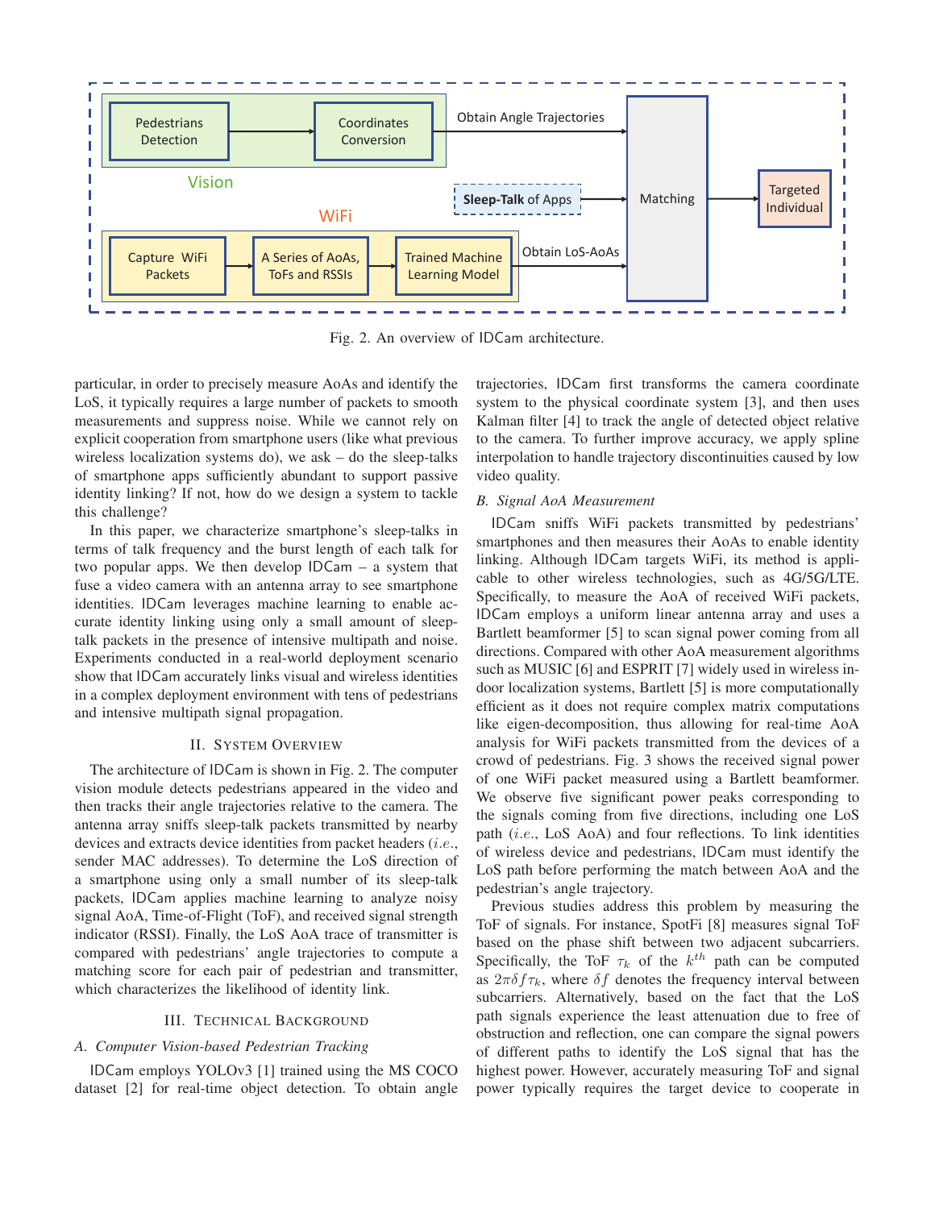Fig. 2. An overview of IDCam architecture.

particular, in order to precisely measure AoAs and identify the LoS, it typically requires a large number of packets to smooth measurements and suppress noise. While we cannot rely on explicit cooperation from smartphone users (like what previous wireless localization systems do), we ask – do the sleep-talks of smartphone apps sufficiently abundant to support passive identity linking? If not, how do we design a system to tackle this challenge?

In this paper, we characterize smartphone's sleep-talks in terms of talk frequency and the burst length of each talk for two popular apps. We then develop IDCam – a system that fuse a video camera with an antenna array to see smartphone identities. IDCam leverages machine learning to enable accurate identity linking using only a small amount of sleep-talk packets in the presence of intensive multipath and noise. Experiments conducted in a real-world deployment scenario show that IDCam accurately links visual and wireless identities in a complex deployment environment with tens of pedestrians and intensive multipath signal propagation.

## II. System Overview

The architecture of IDCam is shown in Fig. 2. The computer vision module detects pedestrians appeared in the video and then tracks their angle trajectories relative to the camera. The antenna array sniffs sleep-talk packets transmitted by nearby devices and extracts device identities from packet headers (*i.e.*, sender MAC addresses). To determine the LoS direction of a smartphone using only a small number of its sleep-talk packets, IDCam applies machine learning to analyze noisy signal AoA, Time-of-Flight (ToF), and received signal strength indicator (RSSI). Finally, the LoS AoA trace of transmitter is compared with pedestrians' angle trajectories to compute a matching score for each pair of pedestrian and transmitter, which characterizes the likelihood of identity link.

## III. Technical Background

### A. Computer Vision-based Pedestrian Tracking

IDCam employs YOLOv3 [1] trained using the MS COCO dataset [2] for real-time object detection. To obtain angle trajectories, IDCam first transforms the camera coordinate system to the physical coordinate system [3], and then uses Kalman filter [4] to track the angle of detected object relative to the camera. To further improve accuracy, we apply spline interpolation to handle trajectory discontinuities caused by low video quality.

### B. Signal AoA Measurement

IDCam sniffs WiFi packets transmitted by pedestrians' smartphones and then measures their AoAs to enable identity linking. Although IDCam targets WiFi, its method is applicable to other wireless technologies, such as 4G/5G/LTE. Specifically, to measure the AoA of received WiFi packets, IDCam employs a uniform linear antenna array and uses a Bartlett beamformer [5] to scan signal power coming from all directions. Compared with other AoA measurement algorithms such as MUSIC [6] and ESPRIT [7] widely used in wireless indoor localization systems, Bartlett [5] is more computationally efficient as it does not require complex matrix computations like eigen-decomposition, thus allowing for real-time AoA analysis for WiFi packets transmitted from the devices of a crowd of pedestrians. Fig. 3 shows the received signal power of one WiFi packet measured using a Bartlett beamformer. We observe five significant power peaks corresponding to the signals coming from five directions, including one LoS path (*i.e.*, LoS AoA) and four reflections. To link identities of wireless device and pedestrians, IDCam must identify the LoS path before performing the match between AoA and the pedestrian's angle trajectory.

Previous studies address this problem by measuring the ToF of signals. For instance, SpotFi [8] measures signal ToF based on the phase shift between two adjacent subcarriers. Specifically, the ToF $\tau_k$ of the $k^{th}$ path can be computed as $2\pi\delta f\tau_k$, where $\delta f$ denotes the frequency interval between subcarriers. Alternatively, based on the fact that the LoS path signals experience the least attenuation due to free of obstruction and reflection, one can compare the signal powers of different paths to identify the LoS signal that has the highest power. However, accurately measuring ToF and signal power typically requires the target device to cooperate in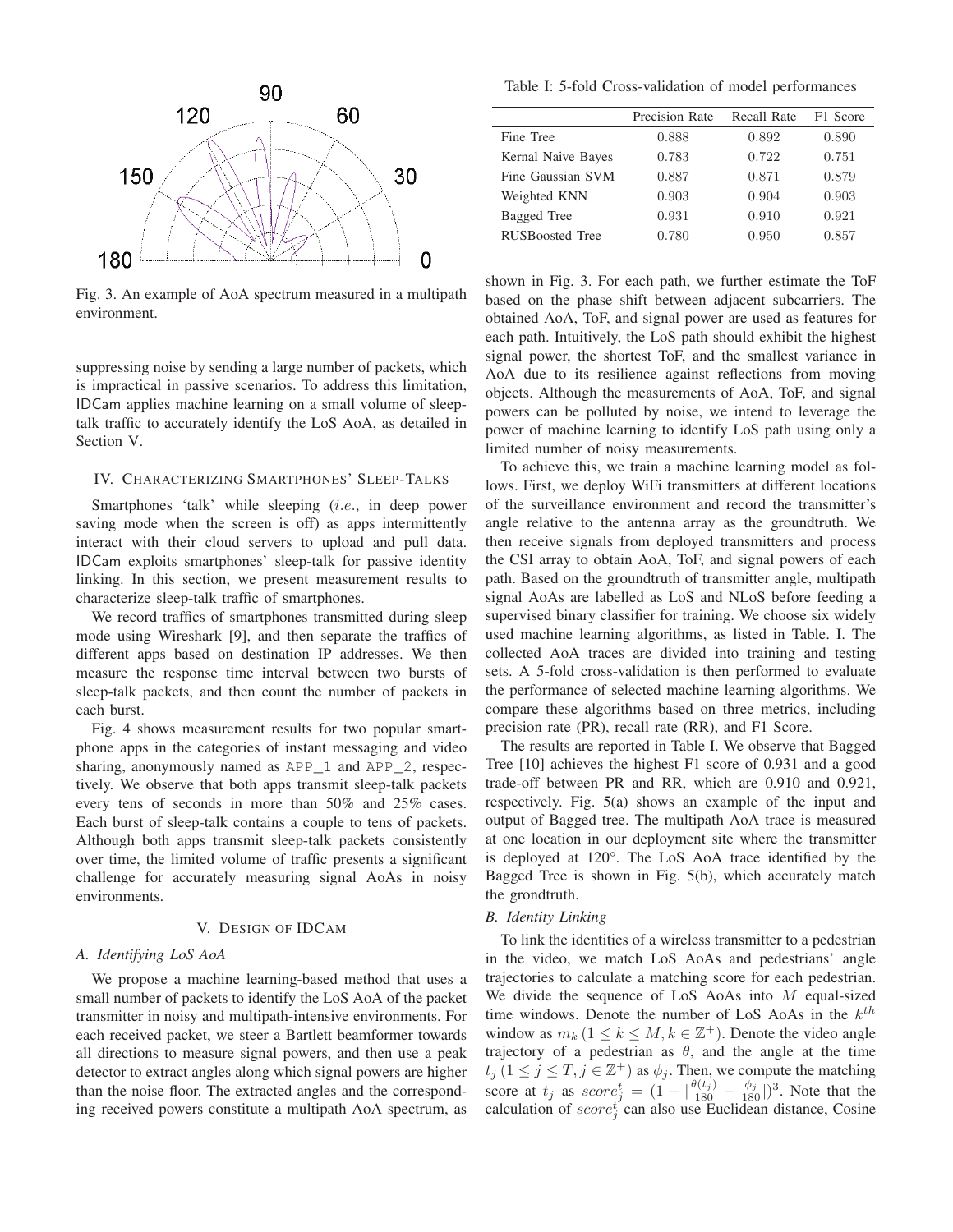Fig. 3. An example of AoA spectrum measured in a multipath environment.

suppressing noise by sending a large number of packets, which is impractical in passive scenarios. To address this limitation, IDCam applies machine learning on a small volume of sleep-talk traffic to accurately identify the LoS AoA, as detailed in Section V.

## IV. Characterizing Smartphones' Sleep-Talks

Smartphones 'talk' while sleeping (*i.e.*, in deep power saving mode when the screen is off) as apps intermittently interact with their cloud servers to upload and pull data. IDCam exploits smartphones' sleep-talk for passive identity linking. In this section, we present measurement results to characterize sleep-talk traffic of smartphones.

We record traffics of smartphones transmitted during sleep mode using Wireshark [9], and then separate the traffics of different apps based on destination IP addresses. We then measure the response time interval between two bursts of sleep-talk packets, and then count the number of packets in each burst.

Fig. 4 shows measurement results for two popular smartphone apps in the categories of instant messaging and video sharing, anonymously named as `APP_1` and `APP_2`, respectively. We observe that both apps transmit sleep-talk packets every tens of seconds in more than 50% and 25% cases. Each burst of sleep-talk contains a couple to tens of packets. Although both apps transmit sleep-talk packets consistently over time, the limited volume of traffic presents a significant challenge for accurately measuring signal AoAs in noisy environments.

## V. Design of IDCam

### A. Identifying LoS AoA

We propose a machine learning-based method that uses a small number of packets to identify the LoS AoA of the packet transmitter in noisy and multipath-intensive environments. For each received packet, we steer a Bartlett beamformer towards all directions to measure signal powers, and then use a peak detector to extract angles along which signal powers are higher than the noise floor. The extracted angles and the corresponding received powers constitute a multipath AoA spectrum, as shown in Fig. 3. For each path, we further estimate the ToF based on the phase shift between adjacent subcarriers. The obtained AoA, ToF, and signal power are used as features for each path. Intuitively, the LoS path should exhibit the highest signal power, the shortest ToF, and the smallest variance in AoA due to its resilience against reflections from moving objects. Although the measurements of AoA, ToF, and signal powers can be polluted by noise, we intend to leverage the power of machine learning to identify LoS path using only a limited number of noisy measurements.

Table I: 5-fold Cross-validation of model performances

| | Precision Rate | Recall Rate | F1 Score |
|---|---|---|---|
| Fine Tree | 0.888 | 0.892 | 0.890 |
| Kernal Naive Bayes | 0.783 | 0.722 | 0.751 |
| Fine Gaussian SVM | 0.887 | 0.871 | 0.879 |
| Weighted KNN | 0.903 | 0.904 | 0.903 |
| Bagged Tree | 0.931 | 0.910 | 0.921 |
| RUSBoosted Tree | 0.780 | 0.950 | 0.857 |

To achieve this, we train a machine learning model as follows. First, we deploy WiFi transmitters at different locations of the surveillance environment and record the transmitter's angle relative to the antenna array as the groundtruth. We then receive signals from deployed transmitters and process the CSI array to obtain AoA, ToF, and signal powers of each path. Based on the groundtruth of transmitter angle, multipath signal AoAs are labelled as LoS and NLoS before feeding a supervised binary classifier for training. We choose six widely used machine learning algorithms, as listed in Table. I. The collected AoA traces are divided into training and testing sets. A 5-fold cross-validation is then performed to evaluate the performance of selected machine learning algorithms. We compare these algorithms based on three metrics, including precision rate (PR), recall rate (RR), and F1 Score.

The results are reported in Table I. We observe that Bagged Tree [10] achieves the highest F1 score of 0.931 and a good trade-off between PR and RR, which are 0.910 and 0.921, respectively. Fig. 5(a) shows an example of the input and output of Bagged tree. The multipath AoA trace is measured at one location in our deployment site where the transmitter is deployed at 120°. The LoS AoA trace identified by the Bagged Tree is shown in Fig. 5(b), which accurately match the grondtruth.

### B. Identity Linking

To link the identities of a wireless transmitter to a pedestrian in the video, we match LoS AoAs and pedestrians' angle trajectories to calculate a matching score for each pedestrian. We divide the sequence of LoS AoAs into $M$ equal-sized time windows. Denote the number of LoS AoAs in the $k^{th}$ window as $m_k \, (1 \le k \le M, k \in \mathbb{Z}^+)$. Denote the video angle trajectory of a pedestrian as $\theta$, and the angle at the time $t_j \, (1 \le j \le T, j \in \mathbb{Z}^+)$ as $\phi_j$. Then, we compute the matching score at $t_j$ as $score_j^t = (1 - |\frac{\theta(t_j)}{180} - \frac{\phi_j}{180}|)^3$. Note that the calculation of $score_j^t$ can also use Euclidean distance, Cosine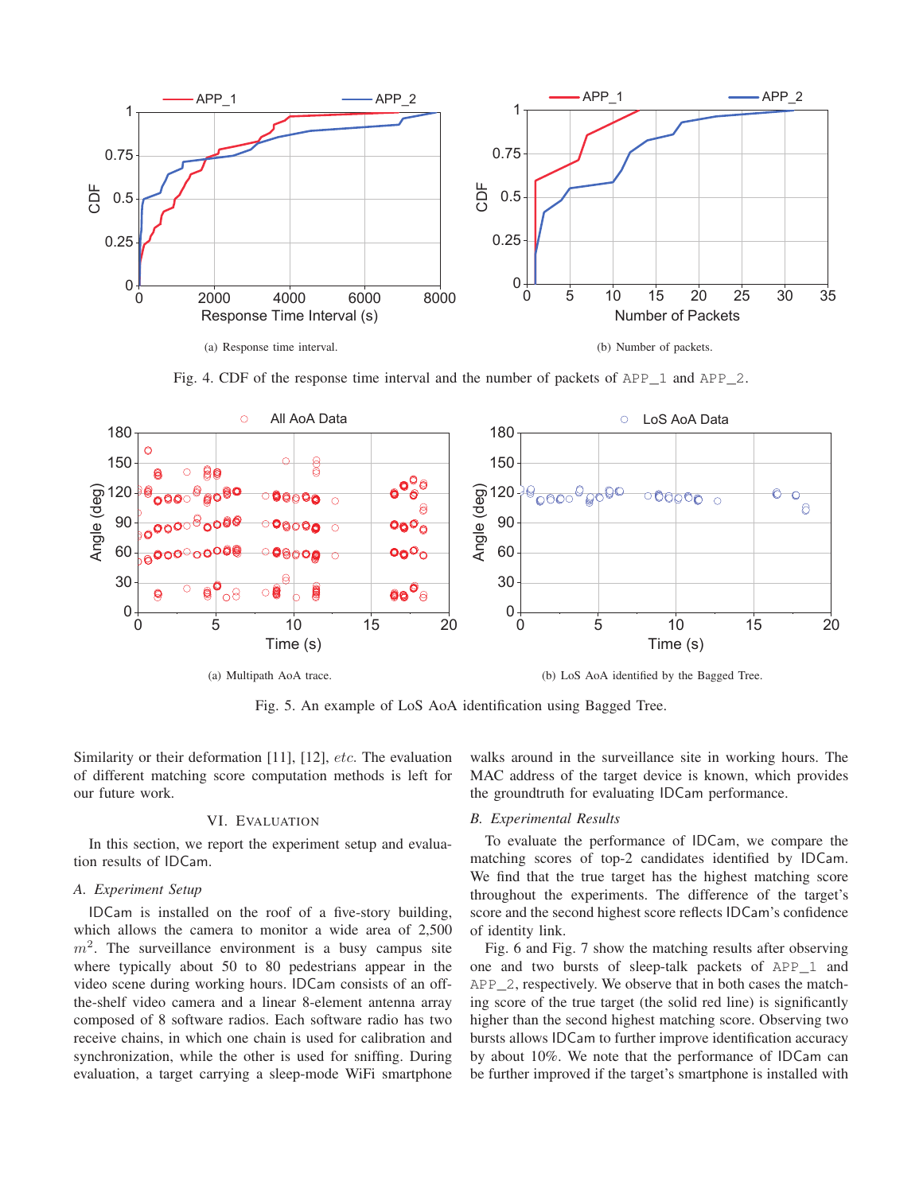(a) Response time interval.

(b) Number of packets.

Fig. 4. CDF of the response time interval and the number of packets of APP_1 and APP_2.

(a) Multipath AoA trace.

(b) LoS AoA identified by the Bagged Tree.

Fig. 5. An example of LoS AoA identification using Bagged Tree.

Similarity or their deformation [11], [12], *etc.* The evaluation of different matching score computation methods is left for our future work.

## VI. Evaluation

In this section, we report the experiment setup and evaluation results of IDCam.

### A. Experiment Setup

IDCam is installed on the roof of a five-story building, which allows the camera to monitor a wide area of 2,500 $m^2$. The surveillance environment is a busy campus site where typically about 50 to 80 pedestrians appear in the video scene during working hours. IDCam consists of an off-the-shelf video camera and a linear 8-element antenna array composed of 8 software radios. Each software radio has two receive chains, in which one chain is used for calibration and synchronization, while the other is used for sniffing. During evaluation, a target carrying a sleep-mode WiFi smartphone walks around in the surveillance site in working hours. The MAC address of the target device is known, which provides the groundtruth for evaluating IDCam performance.

### B. Experimental Results

To evaluate the performance of IDCam, we compare the matching scores of top-2 candidates identified by IDCam. We find that the true target has the highest matching score throughout the experiments. The difference of the target's score and the second highest score reflects IDCam's confidence of identity link.

Fig. 6 and Fig. 7 show the matching results after observing one and two bursts of sleep-talk packets of APP_1 and APP_2, respectively. We observe that in both cases the matching score of the true target (the solid red line) is significantly higher than the second highest matching score. Observing two bursts allows IDCam to further improve identification accuracy by about 10%. We note that the performance of IDCam can be further improved if the target's smartphone is installed with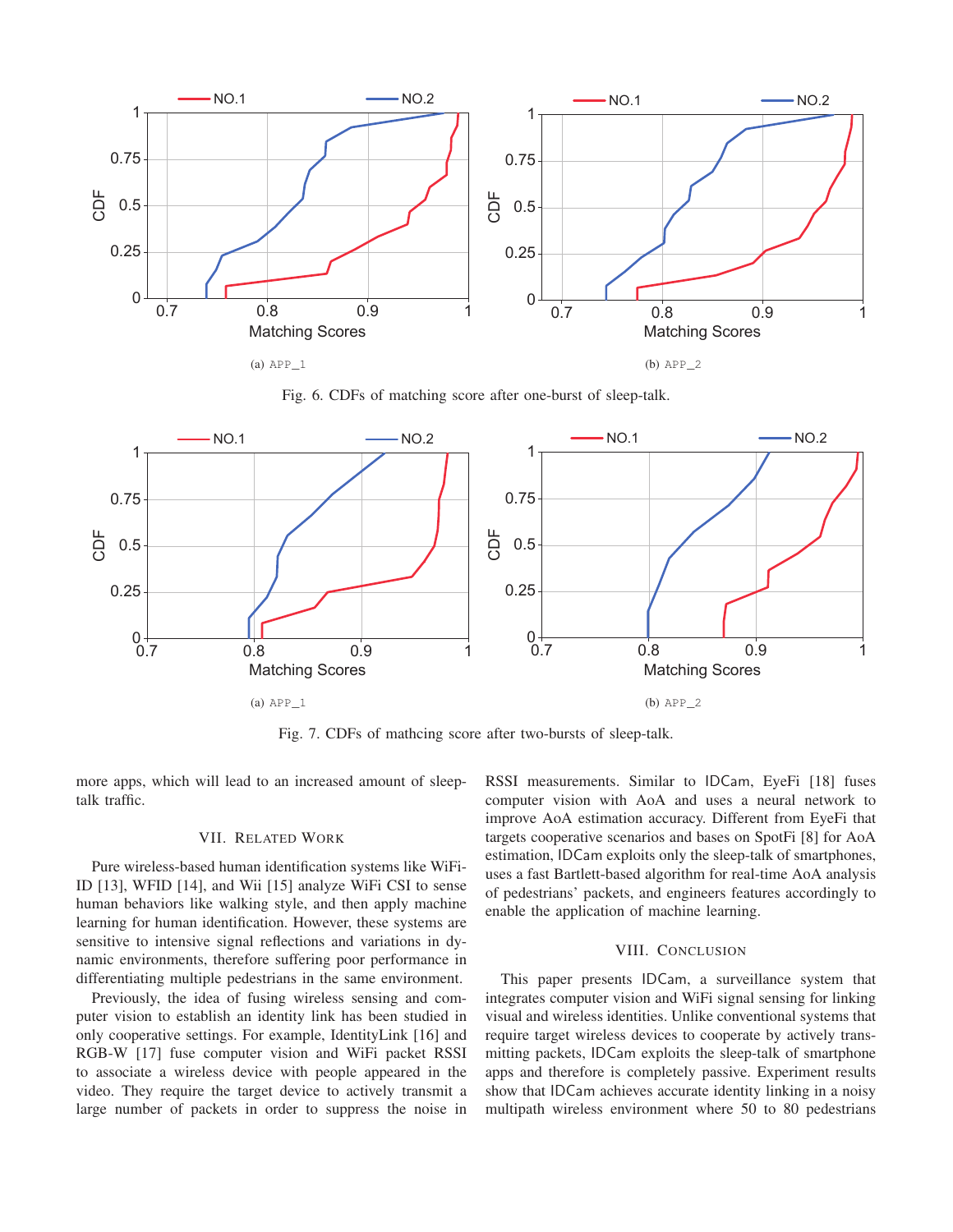(a) APP_1

(b) APP_2

Fig. 6. CDFs of matching score after one-burst of sleep-talk.

(a) APP_1

(b) APP_2

Fig. 7. CDFs of mathcing score after two-bursts of sleep-talk.

more apps, which will lead to an increased amount of sleep-talk traffic.

## VII. Related Work

Pure wireless-based human identification systems like WiFi-ID [13], WFID [14], and Wii [15] analyze WiFi CSI to sense human behaviors like walking style, and then apply machine learning for human identification. However, these systems are sensitive to intensive signal reflections and variations in dynamic environments, therefore suffering poor performance in differentiating multiple pedestrians in the same environment.

Previously, the idea of fusing wireless sensing and computer vision to establish an identity link has been studied in only cooperative settings. For example, IdentityLink [16] and RGB-W [17] fuse computer vision and WiFi packet RSSI to associate a wireless device with people appeared in the video. They require the target device to actively transmit a large number of packets in order to suppress the noise in RSSI measurements. Similar to IDCam, EyeFi [18] fuses computer vision with AoA and uses a neural network to improve AoA estimation accuracy. Different from EyeFi that targets cooperative scenarios and bases on SpotFi [8] for AoA estimation, IDCam exploits only the sleep-talk of smartphones, uses a fast Bartlett-based algorithm for real-time AoA analysis of pedestrians' packets, and engineers features accordingly to enable the application of machine learning.

## VIII. Conclusion

This paper presents IDCam, a surveillance system that integrates computer vision and WiFi signal sensing for linking visual and wireless identities. Unlike conventional systems that require target wireless devices to cooperate by actively transmitting packets, IDCam exploits the sleep-talk of smartphone apps and therefore is completely passive. Experiment results show that IDCam achieves accurate identity linking in a noisy multipath wireless environment where 50 to 80 pedestrians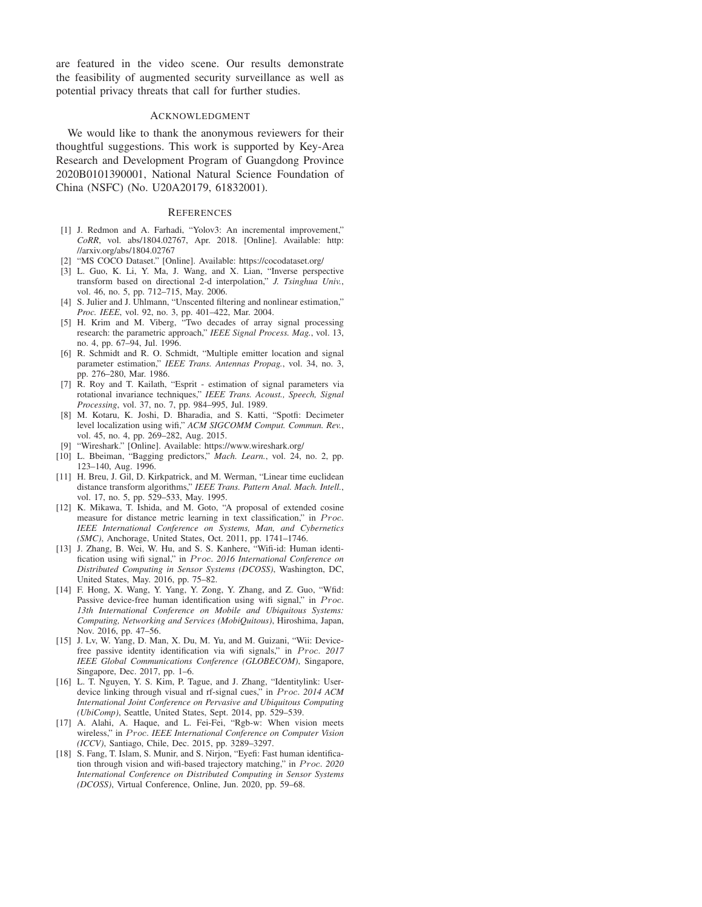are featured in the video scene. Our results demonstrate the feasibility of augmented security surveillance as well as potential privacy threats that call for further studies.

## Acknowledgment

We would like to thank the anonymous reviewers for their thoughtful suggestions. This work is supported by Key-Area Research and Development Program of Guangdong Province 2020B0101390001, National Natural Science Foundation of China (NSFC) (No. U20A20179, 61832001).

## References

[1] J. Redmon and A. Farhadi, "Yolov3: An incremental improvement," *CoRR*, vol. abs/1804.02767, Apr. 2018. [Online]. Available: http://arxiv.org/abs/1804.02767

[2] "MS COCO Dataset." [Online]. Available: https://cocodataset.org/

[3] L. Guo, K. Li, Y. Ma, J. Wang, and X. Lian, "Inverse perspective transform based on directional 2-d interpolation," *J. Tsinghua Univ.*, vol. 46, no. 5, pp. 712–715, May. 2006.

[4] S. Julier and J. Uhlmann, "Unscented filtering and nonlinear estimation," *Proc. IEEE*, vol. 92, no. 3, pp. 401–422, Mar. 2004.

[5] H. Krim and M. Viberg, "Two decades of array signal processing research: the parametric approach," *IEEE Signal Process. Mag.*, vol. 13, no. 4, pp. 67–94, Jul. 1996.

[6] R. Schmidt and R. O. Schmidt, "Multiple emitter location and signal parameter estimation," *IEEE Trans. Antennas Propag.*, vol. 34, no. 3, pp. 276–280, Mar. 1986.

[7] R. Roy and T. Kailath, "Esprit - estimation of signal parameters via rotational invariance techniques," *IEEE Trans. Acoust., Speech, Signal Processing*, vol. 37, no. 7, pp. 984–995, Jul. 1989.

[8] M. Kotaru, K. Joshi, D. Bharadia, and S. Katti, "Spotfi: Decimeter level localization using wifi," *ACM SIGCOMM Comput. Commun. Rev.*, vol. 45, no. 4, pp. 269–282, Aug. 2015.

[9] "Wireshark." [Online]. Available: https://www.wireshark.org/

[10] L. Bbeiman, "Bagging predictors," *Mach. Learn.*, vol. 24, no. 2, pp. 123–140, Aug. 1996.

[11] H. Breu, J. Gil, D. Kirkpatrick, and M. Werman, "Linear time euclidean distance transform algorithms," *IEEE Trans. Pattern Anal. Mach. Intell.*, vol. 17, no. 5, pp. 529–533, May. 1995.

[12] K. Mikawa, T. Ishida, and M. Goto, "A proposal of extended cosine measure for distance metric learning in text classification," in *Proc. IEEE International Conference on Systems, Man, and Cybernetics (SMC)*, Anchorage, United States, Oct. 2011, pp. 1741–1746.

[13] J. Zhang, B. Wei, W. Hu, and S. S. Kanhere, "Wifi-id: Human identification using wifi signal," in *Proc. 2016 International Conference on Distributed Computing in Sensor Systems (DCOSS)*, Washington, DC, United States, May. 2016, pp. 75–82.

[14] F. Hong, X. Wang, Y. Yang, Y. Zong, Y. Zhang, and Z. Guo, "Wfid: Passive device-free human identification using wifi signal," in *Proc. 13th International Conference on Mobile and Ubiquitous Systems: Computing, Networking and Services (MobiQuitous)*, Hiroshima, Japan, Nov. 2016, pp. 47–56.

[15] J. Lv, W. Yang, D. Man, X. Du, M. Yu, and M. Guizani, "Wii: Device-free passive identity identification via wifi signals," in *Proc. 2017 IEEE Global Communications Conference (GLOBECOM)*, Singapore, Singapore, Dec. 2017, pp. 1–6.

[16] L. T. Nguyen, Y. S. Kim, P. Tague, and J. Zhang, "Identitylink: User-device linking through visual and rf-signal cues," in *Proc. 2014 ACM International Joint Conference on Pervasive and Ubiquitous Computing (UbiComp)*, Seattle, United States, Sept. 2014, pp. 529–539.

[17] A. Alahi, A. Haque, and L. Fei-Fei, "Rgb-w: When vision meets wireless," in *Proc. IEEE International Conference on Computer Vision (ICCV)*, Santiago, Chile, Dec. 2015, pp. 3289–3297.

[18] S. Fang, T. Islam, S. Munir, and S. Nirjon, "Eyefi: Fast human identification through vision and wifi-based trajectory matching," in *Proc. 2020 International Conference on Distributed Computing in Sensor Systems (DCOSS)*, Virtual Conference, Online, Jun. 2020, pp. 59–68.